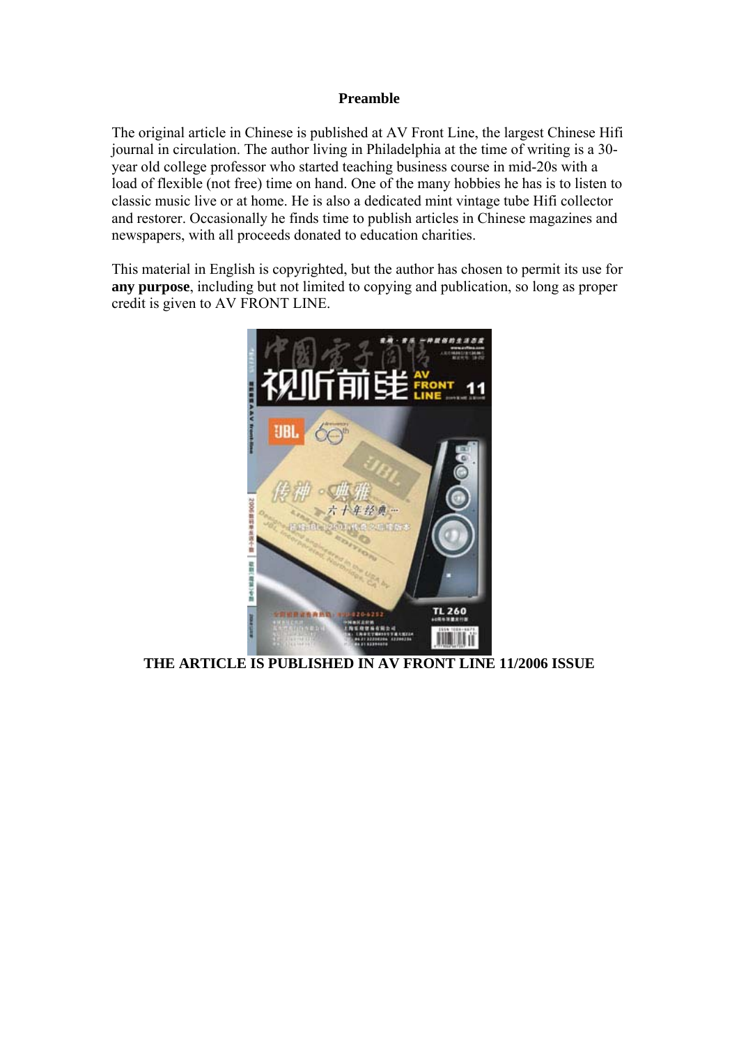## Preamble

The original article in Chinese is published at AV Front Line, the largest Chinese Hifi journal in circulation. The author living in Philadelphia at the time of writing is a 30-year old college professor who started teaching business course in mid-20s with a load of flexible (not free) time on hand. One of the many hobbies he has is to listen to classic music live or at home. He is also a dedicated mint vintage tube Hifi collector and restorer. Occasionally he finds time to publish articles in Chinese magazines and newspapers, with all proceeds donated to education charities.

This material in English is copyrighted, but the author has chosen to permit its use for **any purpose**, including but not limited to copying and publication, so long as proper credit is given to AV FRONT LINE.

**THE ARTICLE IS PUBLISHED IN AV FRONT LINE 11/2006 ISSUE**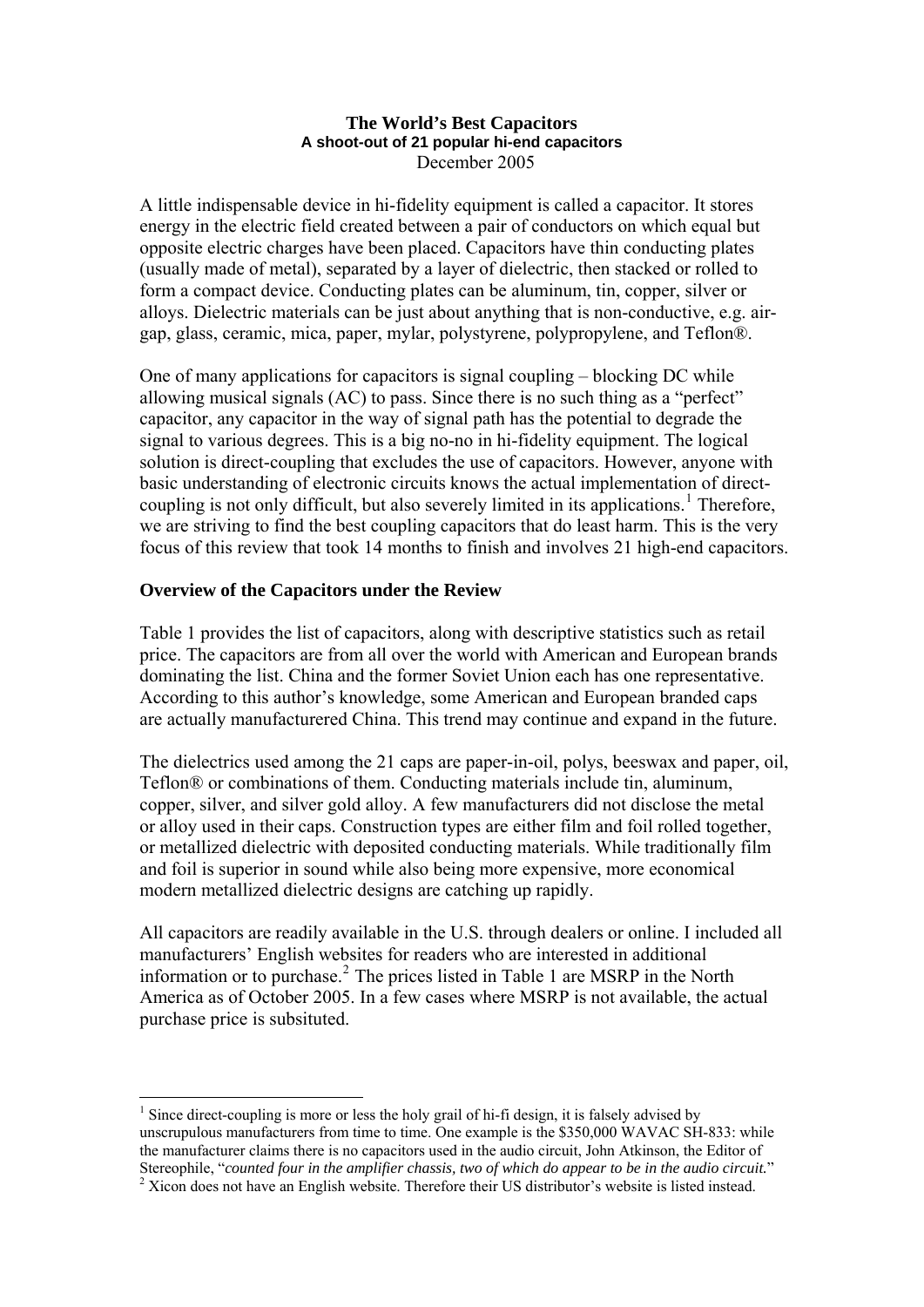**The World's Best Capacitors**
**A shoot-out of 21 popular hi-end capacitors**
December 2005

A little indispensable device in hi-fidelity equipment is called a capacitor. It stores energy in the electric field created between a pair of conductors on which equal but opposite electric charges have been placed. Capacitors have thin conducting plates (usually made of metal), separated by a layer of dielectric, then stacked or rolled to form a compact device. Conducting plates can be aluminum, tin, copper, silver or alloys. Dielectric materials can be just about anything that is non-conductive, e.g. air-gap, glass, ceramic, mica, paper, mylar, polystyrene, polypropylene, and Teflon®.

One of many applications for capacitors is signal coupling – blocking DC while allowing musical signals (AC) to pass. Since there is no such thing as a "perfect" capacitor, any capacitor in the way of signal path has the potential to degrade the signal to various degrees. This is a big no-no in hi-fidelity equipment. The logical solution is direct-coupling that excludes the use of capacitors. However, anyone with basic understanding of electronic circuits knows the actual implementation of direct-coupling is not only difficult, but also severely limited in its applications.[1] Therefore, we are striving to find the best coupling capacitors that do least harm. This is the very focus of this review that took 14 months to finish and involves 21 high-end capacitors.

## Overview of the Capacitors under the Review

Table 1 provides the list of capacitors, along with descriptive statistics such as retail price. The capacitors are from all over the world with American and European brands dominating the list. China and the former Soviet Union each has one representative. According to this author's knowledge, some American and European branded caps are actually manufacturered China. This trend may continue and expand in the future.

The dielectrics used among the 21 caps are paper-in-oil, polys, beeswax and paper, oil, Teflon® or combinations of them. Conducting materials include tin, aluminum, copper, silver, and silver gold alloy. A few manufacturers did not disclose the metal or alloy used in their caps. Construction types are either film and foil rolled together, or metallized dielectric with deposited conducting materials. While traditionally film and foil is superior in sound while also being more expensive, more economical modern metallized dielectric designs are catching up rapidly.

All capacitors are readily available in the U.S. through dealers or online. I included all manufacturers' English websites for readers who are interested in additional information or to purchase.[2] The prices listed in Table 1 are MSRP in the North America as of October 2005. In a few cases where MSRP is not available, the actual purchase price is subsituted.

---

[1] Since direct-coupling is more or less the holy grail of hi-fi design, it is falsely advised by unscrupulous manufacturers from time to time. One example is the $350,000 WAVAC SH-833: while the manufacturer claims there is no capacitors used in the audio circuit, John Atkinson, the Editor of Stereophile, "*counted four in the amplifier chassis, two of which do appear to be in the audio circuit.*"

[2] Xicon does not have an English website. Therefore their US distributor's website is listed instead.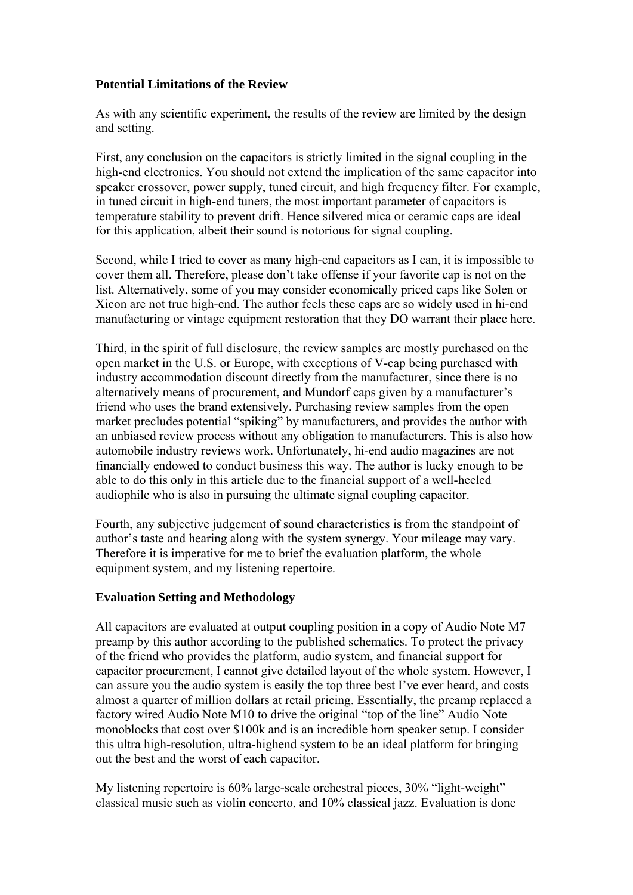**Potential Limitations of the Review**

As with any scientific experiment, the results of the review are limited by the design and setting.

First, any conclusion on the capacitors is strictly limited in the signal coupling in the high-end electronics. You should not extend the implication of the same capacitor into speaker crossover, power supply, tuned circuit, and high frequency filter. For example, in tuned circuit in high-end tuners, the most important parameter of capacitors is temperature stability to prevent drift. Hence silvered mica or ceramic caps are ideal for this application, albeit their sound is notorious for signal coupling.

Second, while I tried to cover as many high-end capacitors as I can, it is impossible to cover them all. Therefore, please don't take offense if your favorite cap is not on the list. Alternatively, some of you may consider economically priced caps like Solen or Xicon are not true high-end. The author feels these caps are so widely used in hi-end manufacturing or vintage equipment restoration that they DO warrant their place here.

Third, in the spirit of full disclosure, the review samples are mostly purchased on the open market in the U.S. or Europe, with exceptions of V-cap being purchased with industry accommodation discount directly from the manufacturer, since there is no alternatively means of procurement, and Mundorf caps given by a manufacturer's friend who uses the brand extensively. Purchasing review samples from the open market precludes potential "spiking" by manufacturers, and provides the author with an unbiased review process without any obligation to manufacturers. This is also how automobile industry reviews work. Unfortunately, hi-end audio magazines are not financially endowed to conduct business this way. The author is lucky enough to be able to do this only in this article due to the financial support of a well-heeled audiophile who is also in pursuing the ultimate signal coupling capacitor.

Fourth, any subjective judgement of sound characteristics is from the standpoint of author's taste and hearing along with the system synergy. Your mileage may vary. Therefore it is imperative for me to brief the evaluation platform, the whole equipment system, and my listening repertoire.

**Evaluation Setting and Methodology**

All capacitors are evaluated at output coupling position in a copy of Audio Note M7 preamp by this author according to the published schematics. To protect the privacy of the friend who provides the platform, audio system, and financial support for capacitor procurement, I cannot give detailed layout of the whole system. However, I can assure you the audio system is easily the top three best I've ever heard, and costs almost a quarter of million dollars at retail pricing. Essentially, the preamp replaced a factory wired Audio Note M10 to drive the original "top of the line" Audio Note monoblocks that cost over $100k and is an incredible horn speaker setup. I consider this ultra high-resolution, ultra-highend system to be an ideal platform for bringing out the best and the worst of each capacitor.

My listening repertoire is 60% large-scale orchestral pieces, 30% "light-weight" classical music such as violin concerto, and 10% classical jazz. Evaluation is done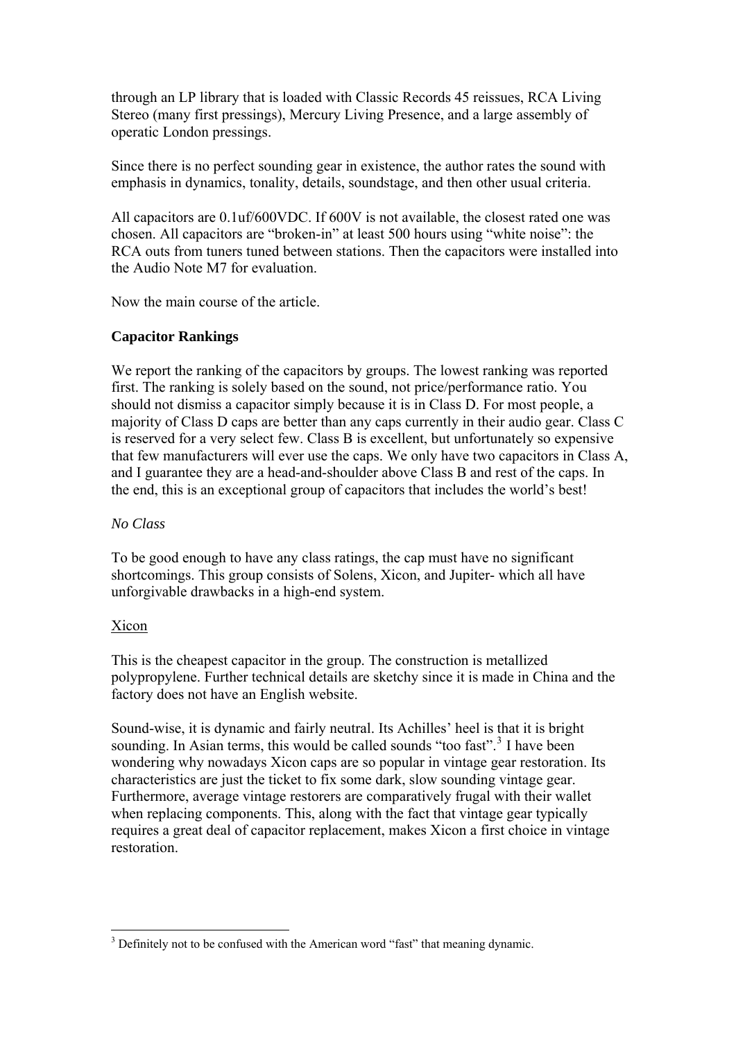through an LP library that is loaded with Classic Records 45 reissues, RCA Living Stereo (many first pressings), Mercury Living Presence, and a large assembly of operatic London pressings.

Since there is no perfect sounding gear in existence, the author rates the sound with emphasis in dynamics, tonality, details, soundstage, and then other usual criteria.

All capacitors are 0.1uf/600VDC. If 600V is not available, the closest rated one was chosen. All capacitors are "broken-in" at least 500 hours using "white noise": the RCA outs from tuners tuned between stations. Then the capacitors were installed into the Audio Note M7 for evaluation.

Now the main course of the article.

**Capacitor Rankings**

We report the ranking of the capacitors by groups. The lowest ranking was reported first. The ranking is solely based on the sound, not price/performance ratio. You should not dismiss a capacitor simply because it is in Class D. For most people, a majority of Class D caps are better than any caps currently in their audio gear. Class C is reserved for a very select few. Class B is excellent, but unfortunately so expensive that few manufacturers will ever use the caps. We only have two capacitors in Class A, and I guarantee they are a head-and-shoulder above Class B and rest of the caps. In the end, this is an exceptional group of capacitors that includes the world's best!

*No Class*

To be good enough to have any class ratings, the cap must have no significant shortcomings. This group consists of Solens, Xicon, and Jupiter- which all have unforgivable drawbacks in a high-end system.

Xicon

This is the cheapest capacitor in the group. The construction is metallized polypropylene. Further technical details are sketchy since it is made in China and the factory does not have an English website.

Sound-wise, it is dynamic and fairly neutral. Its Achilles' heel is that it is bright sounding. In Asian terms, this would be called sounds "too fast".[3] I have been wondering why nowadays Xicon caps are so popular in vintage gear restoration. Its characteristics are just the ticket to fix some dark, slow sounding vintage gear. Furthermore, average vintage restorers are comparatively frugal with their wallet when replacing components. This, along with the fact that vintage gear typically requires a great deal of capacitor replacement, makes Xicon a first choice in vintage restoration.

---

[3] Definitely not to be confused with the American word "fast" that meaning dynamic.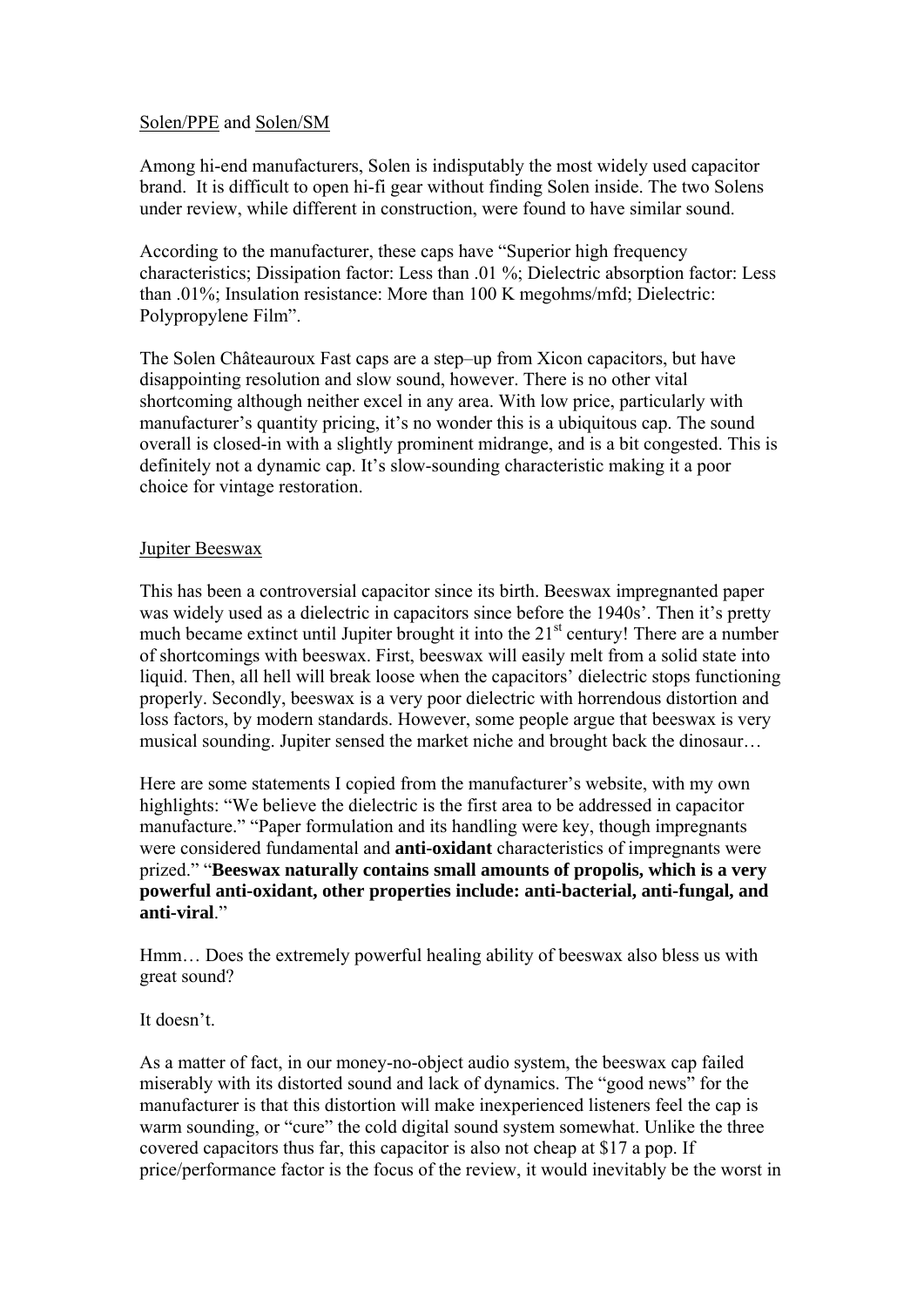Solen/PPE and Solen/SM

Among hi-end manufacturers, Solen is indisputably the most widely used capacitor brand. It is difficult to open hi-fi gear without finding Solen inside. The two Solens under review, while different in construction, were found to have similar sound.

According to the manufacturer, these caps have "Superior high frequency characteristics; Dissipation factor: Less than .01 %; Dielectric absorption factor: Less than .01%; Insulation resistance: More than 100 K megohms/mfd; Dielectric: Polypropylene Film".

The Solen Châteauroux Fast caps are a step–up from Xicon capacitors, but have disappointing resolution and slow sound, however. There is no other vital shortcoming although neither excel in any area. With low price, particularly with manufacturer's quantity pricing, it's no wonder this is a ubiquitous cap. The sound overall is closed-in with a slightly prominent midrange, and is a bit congested. This is definitely not a dynamic cap. It's slow-sounding characteristic making it a poor choice for vintage restoration.

Jupiter Beeswax

This has been a controversial capacitor since its birth. Beeswax impregnanted paper was widely used as a dielectric in capacitors since before the 1940s'. Then it's pretty much became extinct until Jupiter brought it into the 21st century! There are a number of shortcomings with beeswax. First, beeswax will easily melt from a solid state into liquid. Then, all hell will break loose when the capacitors' dielectric stops functioning properly. Secondly, beeswax is a very poor dielectric with horrendous distortion and loss factors, by modern standards. However, some people argue that beeswax is very musical sounding. Jupiter sensed the market niche and brought back the dinosaur…

Here are some statements I copied from the manufacturer's website, with my own highlights: "We believe the dielectric is the first area to be addressed in capacitor manufacture." "Paper formulation and its handling were key, though impregnants were considered fundamental and **anti-oxidant** characteristics of impregnants were prized." "**Beeswax naturally contains small amounts of propolis, which is a very powerful anti-oxidant, other properties include: anti-bacterial, anti-fungal, and anti-viral**."

Hmm… Does the extremely powerful healing ability of beeswax also bless us with great sound?

It doesn't.

As a matter of fact, in our money-no-object audio system, the beeswax cap failed miserably with its distorted sound and lack of dynamics. The "good news" for the manufacturer is that this distortion will make inexperienced listeners feel the cap is warm sounding, or "cure" the cold digital sound system somewhat. Unlike the three covered capacitors thus far, this capacitor is also not cheap at $17 a pop. If price/performance factor is the focus of the review, it would inevitably be the worst in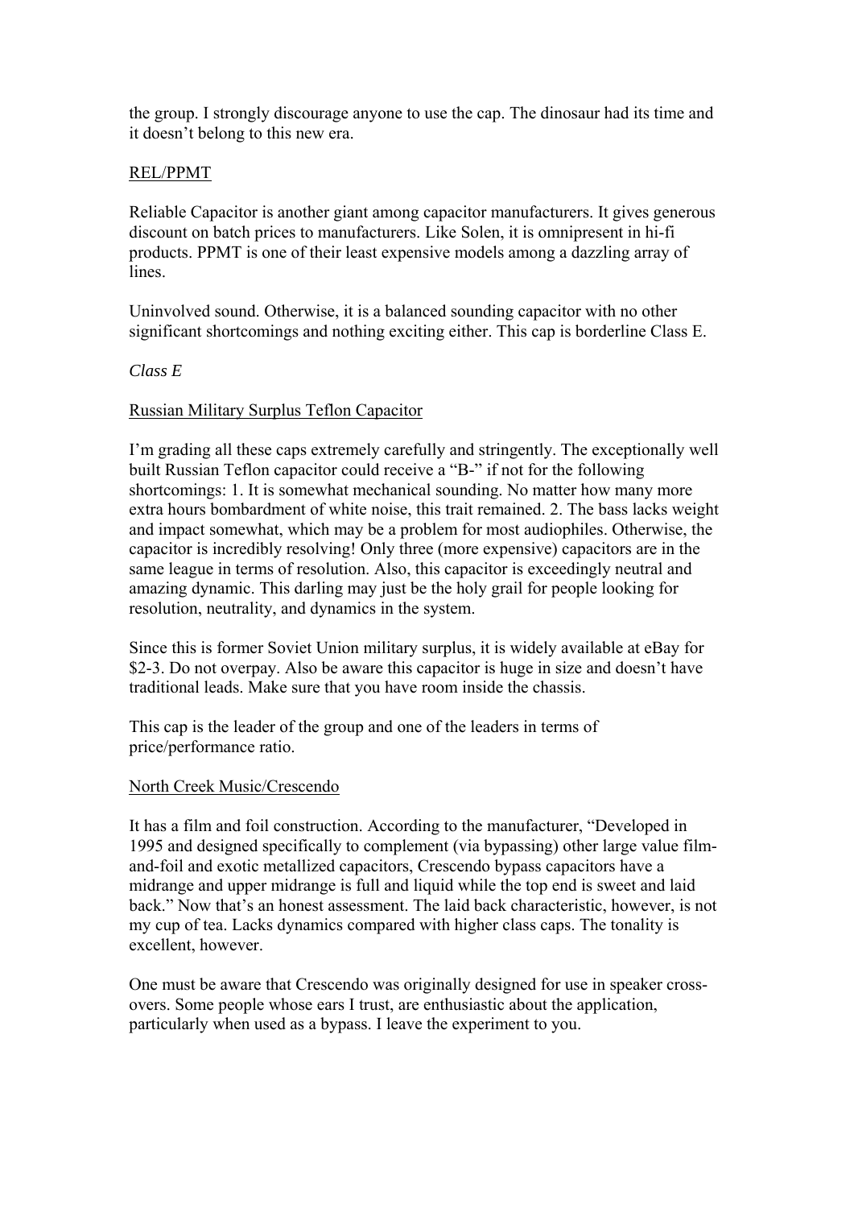the group. I strongly discourage anyone to use the cap. The dinosaur had its time and it doesn't belong to this new era.

REL/PPMT

Reliable Capacitor is another giant among capacitor manufacturers. It gives generous discount on batch prices to manufacturers. Like Solen, it is omnipresent in hi-fi products. PPMT is one of their least expensive models among a dazzling array of lines.

Uninvolved sound. Otherwise, it is a balanced sounding capacitor with no other significant shortcomings and nothing exciting either. This cap is borderline Class E.

*Class E*

Russian Military Surplus Teflon Capacitor

I'm grading all these caps extremely carefully and stringently. The exceptionally well built Russian Teflon capacitor could receive a "B-" if not for the following shortcomings: 1. It is somewhat mechanical sounding. No matter how many more extra hours bombardment of white noise, this trait remained. 2. The bass lacks weight and impact somewhat, which may be a problem for most audiophiles. Otherwise, the capacitor is incredibly resolving! Only three (more expensive) capacitors are in the same league in terms of resolution. Also, this capacitor is exceedingly neutral and amazing dynamic. This darling may just be the holy grail for people looking for resolution, neutrality, and dynamics in the system.

Since this is former Soviet Union military surplus, it is widely available at eBay for $2-3. Do not overpay. Also be aware this capacitor is huge in size and doesn't have traditional leads. Make sure that you have room inside the chassis.

This cap is the leader of the group and one of the leaders in terms of price/performance ratio.

North Creek Music/Crescendo

It has a film and foil construction. According to the manufacturer, "Developed in 1995 and designed specifically to complement (via bypassing) other large value film-and-foil and exotic metallized capacitors, Crescendo bypass capacitors have a midrange and upper midrange is full and liquid while the top end is sweet and laid back." Now that's an honest assessment. The laid back characteristic, however, is not my cup of tea. Lacks dynamics compared with higher class caps. The tonality is excellent, however.

One must be aware that Crescendo was originally designed for use in speaker cross-overs. Some people whose ears I trust, are enthusiastic about the application, particularly when used as a bypass. I leave the experiment to you.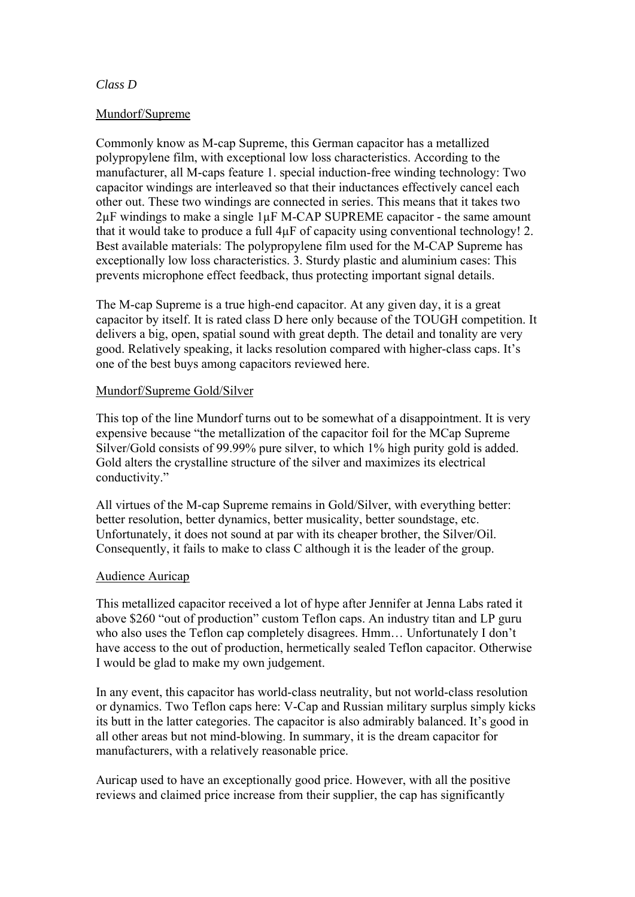*Class D*

Mundorf/Supreme

Commonly know as M-cap Supreme, this German capacitor has a metallized polypropylene film, with exceptional low loss characteristics. According to the manufacturer, all M-caps feature 1. special induction-free winding technology: Two capacitor windings are interleaved so that their inductances effectively cancel each other out. These two windings are connected in series. This means that it takes two 2μF windings to make a single 1μF M-CAP SUPREME capacitor - the same amount that it would take to produce a full 4μF of capacity using conventional technology! 2. Best available materials: The polypropylene film used for the M-CAP Supreme has exceptionally low loss characteristics. 3. Sturdy plastic and aluminium cases: This prevents microphone effect feedback, thus protecting important signal details.

The M-cap Supreme is a true high-end capacitor. At any given day, it is a great capacitor by itself. It is rated class D here only because of the TOUGH competition. It delivers a big, open, spatial sound with great depth. The detail and tonality are very good. Relatively speaking, it lacks resolution compared with higher-class caps. It's one of the best buys among capacitors reviewed here.

Mundorf/Supreme Gold/Silver

This top of the line Mundorf turns out to be somewhat of a disappointment. It is very expensive because "the metallization of the capacitor foil for the MCap Supreme Silver/Gold consists of 99.99% pure silver, to which 1% high purity gold is added. Gold alters the crystalline structure of the silver and maximizes its electrical conductivity."

All virtues of the M-cap Supreme remains in Gold/Silver, with everything better: better resolution, better dynamics, better musicality, better soundstage, etc. Unfortunately, it does not sound at par with its cheaper brother, the Silver/Oil. Consequently, it fails to make to class C although it is the leader of the group.

Audience Auricap

This metallized capacitor received a lot of hype after Jennifer at Jenna Labs rated it above $260 "out of production" custom Teflon caps. An industry titan and LP guru who also uses the Teflon cap completely disagrees. Hmm… Unfortunately I don't have access to the out of production, hermetically sealed Teflon capacitor. Otherwise I would be glad to make my own judgement.

In any event, this capacitor has world-class neutrality, but not world-class resolution or dynamics. Two Teflon caps here: V-Cap and Russian military surplus simply kicks its butt in the latter categories. The capacitor is also admirably balanced. It's good in all other areas but not mind-blowing. In summary, it is the dream capacitor for manufacturers, with a relatively reasonable price.

Auricap used to have an exceptionally good price. However, with all the positive reviews and claimed price increase from their supplier, the cap has significantly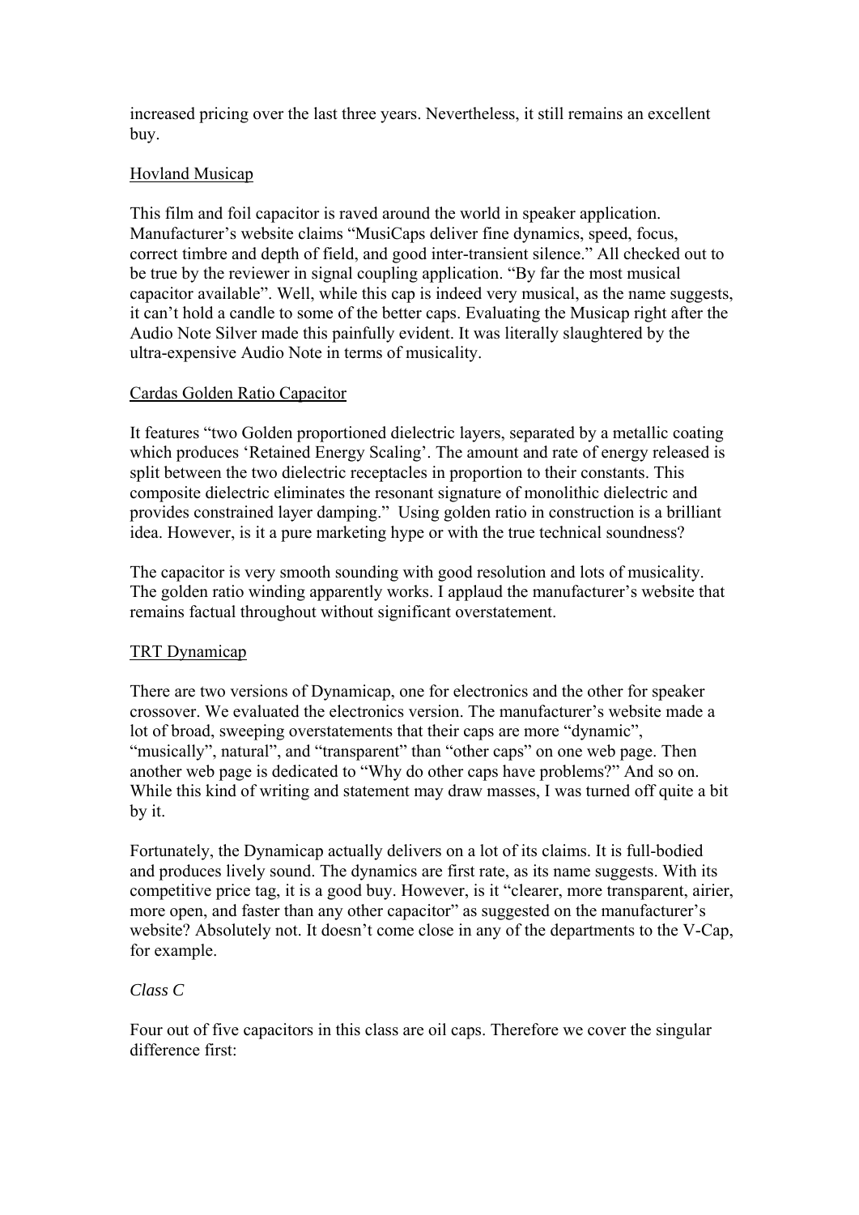increased pricing over the last three years. Nevertheless, it still remains an excellent buy.

<u>Hovland Musicap</u>

This film and foil capacitor is raved around the world in speaker application. Manufacturer's website claims "MusiCaps deliver fine dynamics, speed, focus, correct timbre and depth of field, and good inter-transient silence." All checked out to be true by the reviewer in signal coupling application. "By far the most musical capacitor available". Well, while this cap is indeed very musical, as the name suggests, it can't hold a candle to some of the better caps. Evaluating the Musicap right after the Audio Note Silver made this painfully evident. It was literally slaughtered by the ultra-expensive Audio Note in terms of musicality.

<u>Cardas Golden Ratio Capacitor</u>

It features "two Golden proportioned dielectric layers, separated by a metallic coating which produces 'Retained Energy Scaling'. The amount and rate of energy released is split between the two dielectric receptacles in proportion to their constants. This composite dielectric eliminates the resonant signature of monolithic dielectric and provides constrained layer damping." Using golden ratio in construction is a brilliant idea. However, is it a pure marketing hype or with the true technical soundness?

The capacitor is very smooth sounding with good resolution and lots of musicality. The golden ratio winding apparently works. I applaud the manufacturer's website that remains factual throughout without significant overstatement.

<u>TRT Dynamicap</u>

There are two versions of Dynamicap, one for electronics and the other for speaker crossover. We evaluated the electronics version. The manufacturer's website made a lot of broad, sweeping overstatements that their caps are more "dynamic", "musically", natural", and "transparent" than "other caps" on one web page. Then another web page is dedicated to "Why do other caps have problems?" And so on. While this kind of writing and statement may draw masses, I was turned off quite a bit by it.

Fortunately, the Dynamicap actually delivers on a lot of its claims. It is full-bodied and produces lively sound. The dynamics are first rate, as its name suggests. With its competitive price tag, it is a good buy. However, is it "clearer, more transparent, airier, more open, and faster than any other capacitor" as suggested on the manufacturer's website? Absolutely not. It doesn't come close in any of the departments to the V-Cap, for example.

*Class C*

Four out of five capacitors in this class are oil caps. Therefore we cover the singular difference first: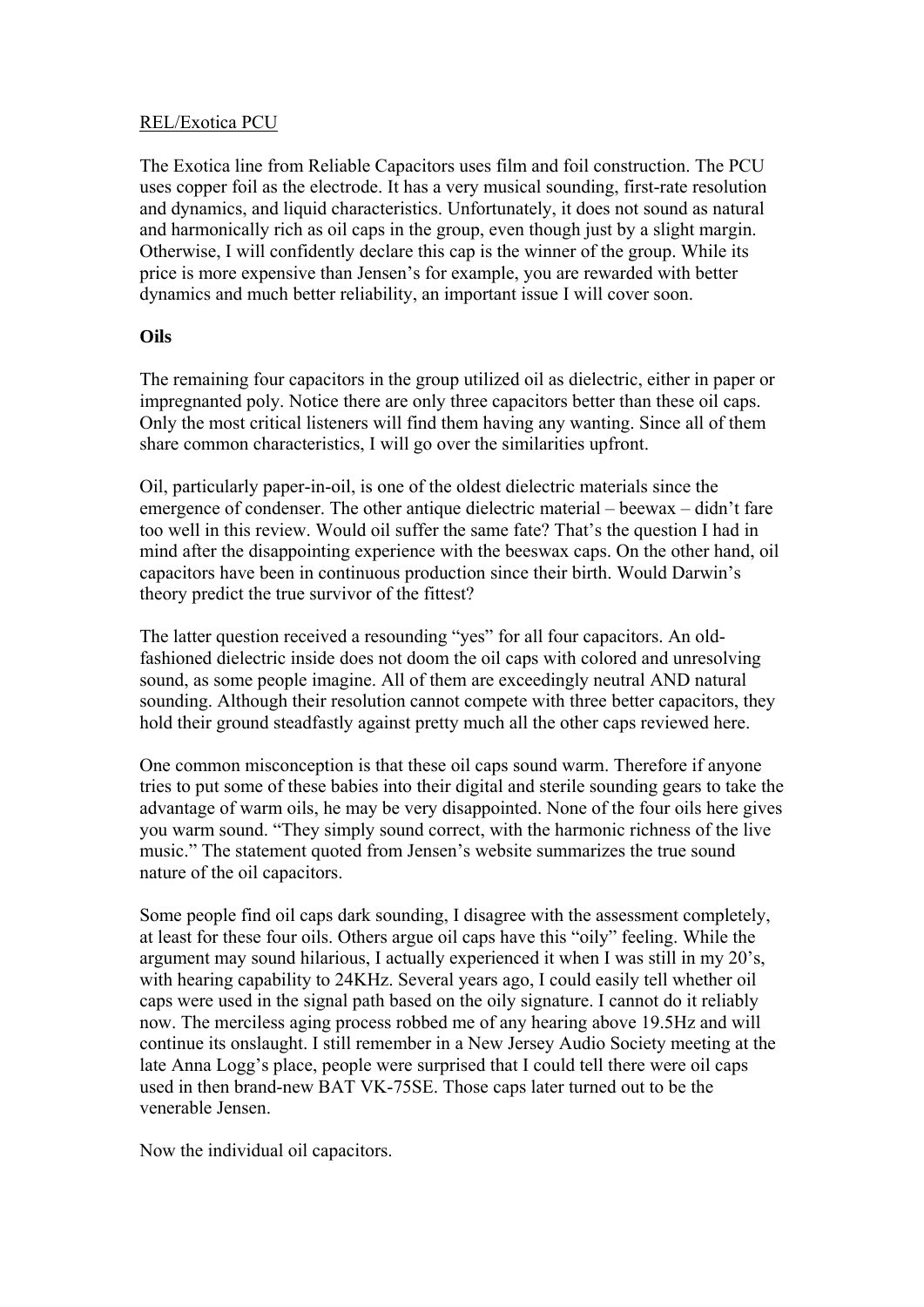REL/Exotica PCU

The Exotica line from Reliable Capacitors uses film and foil construction. The PCU uses copper foil as the electrode. It has a very musical sounding, first-rate resolution and dynamics, and liquid characteristics. Unfortunately, it does not sound as natural and harmonically rich as oil caps in the group, even though just by a slight margin. Otherwise, I will confidently declare this cap is the winner of the group. While its price is more expensive than Jensen's for example, you are rewarded with better dynamics and much better reliability, an important issue I will cover soon.

**Oils**

The remaining four capacitors in the group utilized oil as dielectric, either in paper or impregnanted poly. Notice there are only three capacitors better than these oil caps. Only the most critical listeners will find them having any wanting. Since all of them share common characteristics, I will go over the similarities upfront.

Oil, particularly paper-in-oil, is one of the oldest dielectric materials since the emergence of condenser. The other antique dielectric material – beewax – didn't fare too well in this review. Would oil suffer the same fate? That's the question I had in mind after the disappointing experience with the beeswax caps. On the other hand, oil capacitors have been in continuous production since their birth. Would Darwin's theory predict the true survivor of the fittest?

The latter question received a resounding "yes" for all four capacitors. An old-fashioned dielectric inside does not doom the oil caps with colored and unresolving sound, as some people imagine. All of them are exceedingly neutral AND natural sounding. Although their resolution cannot compete with three better capacitors, they hold their ground steadfastly against pretty much all the other caps reviewed here.

One common misconception is that these oil caps sound warm. Therefore if anyone tries to put some of these babies into their digital and sterile sounding gears to take the advantage of warm oils, he may be very disappointed. None of the four oils here gives you warm sound. "They simply sound correct, with the harmonic richness of the live music." The statement quoted from Jensen's website summarizes the true sound nature of the oil capacitors.

Some people find oil caps dark sounding, I disagree with the assessment completely, at least for these four oils. Others argue oil caps have this "oily" feeling. While the argument may sound hilarious, I actually experienced it when I was still in my 20's, with hearing capability to 24KHz. Several years ago, I could easily tell whether oil caps were used in the signal path based on the oily signature. I cannot do it reliably now. The merciless aging process robbed me of any hearing above 19.5Hz and will continue its onslaught. I still remember in a New Jersey Audio Society meeting at the late Anna Logg's place, people were surprised that I could tell there were oil caps used in then brand-new BAT VK-75SE. Those caps later turned out to be the venerable Jensen.

Now the individual oil capacitors.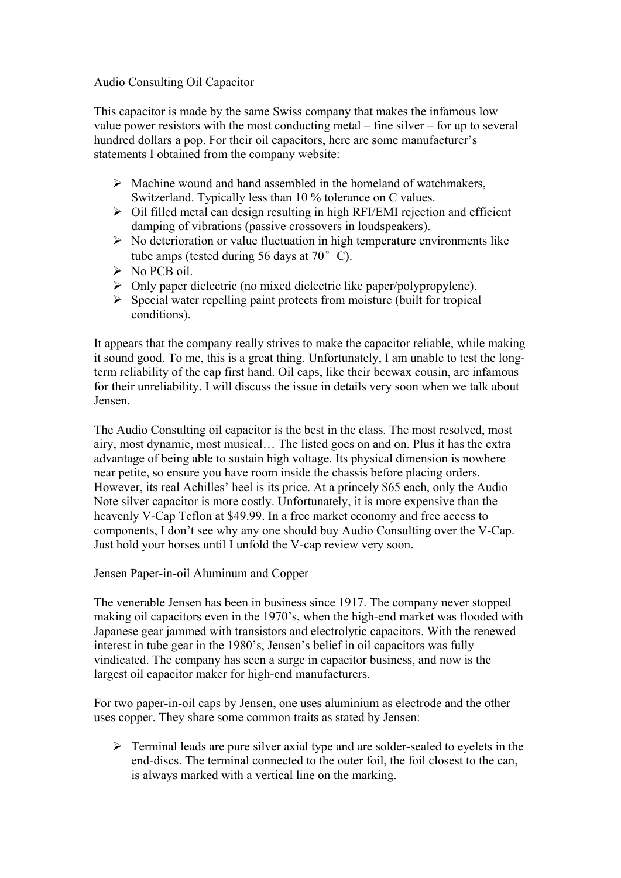## Audio Consulting Oil Capacitor

This capacitor is made by the same Swiss company that makes the infamous low value power resistors with the most conducting metal – fine silver – for up to several hundred dollars a pop. For their oil capacitors, here are some manufacturer's statements I obtained from the company website:

- Machine wound and hand assembled in the homeland of watchmakers, Switzerland. Typically less than 10 % tolerance on C values.
- Oil filled metal can design resulting in high RFI/EMI rejection and efficient damping of vibrations (passive crossovers in loudspeakers).
- No deterioration or value fluctuation in high temperature environments like tube amps (tested during 56 days at 70° C).
- No PCB oil.
- Only paper dielectric (no mixed dielectric like paper/polypropylene).
- Special water repelling paint protects from moisture (built for tropical conditions).

It appears that the company really strives to make the capacitor reliable, while making it sound good. To me, this is a great thing. Unfortunately, I am unable to test the long-term reliability of the cap first hand. Oil caps, like their beewax cousin, are infamous for their unreliability. I will discuss the issue in details very soon when we talk about Jensen.

The Audio Consulting oil capacitor is the best in the class. The most resolved, most airy, most dynamic, most musical… The listed goes on and on. Plus it has the extra advantage of being able to sustain high voltage. Its physical dimension is nowhere near petite, so ensure you have room inside the chassis before placing orders. However, its real Achilles' heel is its price. At a princely $65 each, only the Audio Note silver capacitor is more costly. Unfortunately, it is more expensive than the heavenly V-Cap Teflon at $49.99. In a free market economy and free access to components, I don't see why any one should buy Audio Consulting over the V-Cap. Just hold your horses until I unfold the V-cap review very soon.

## Jensen Paper-in-oil Aluminum and Copper

The venerable Jensen has been in business since 1917. The company never stopped making oil capacitors even in the 1970's, when the high-end market was flooded with Japanese gear jammed with transistors and electrolytic capacitors. With the renewed interest in tube gear in the 1980's, Jensen's belief in oil capacitors was fully vindicated. The company has seen a surge in capacitor business, and now is the largest oil capacitor maker for high-end manufacturers.

For two paper-in-oil caps by Jensen, one uses aluminium as electrode and the other uses copper. They share some common traits as stated by Jensen:

- Terminal leads are pure silver axial type and are solder-sealed to eyelets in the end-discs. The terminal connected to the outer foil, the foil closest to the can, is always marked with a vertical line on the marking.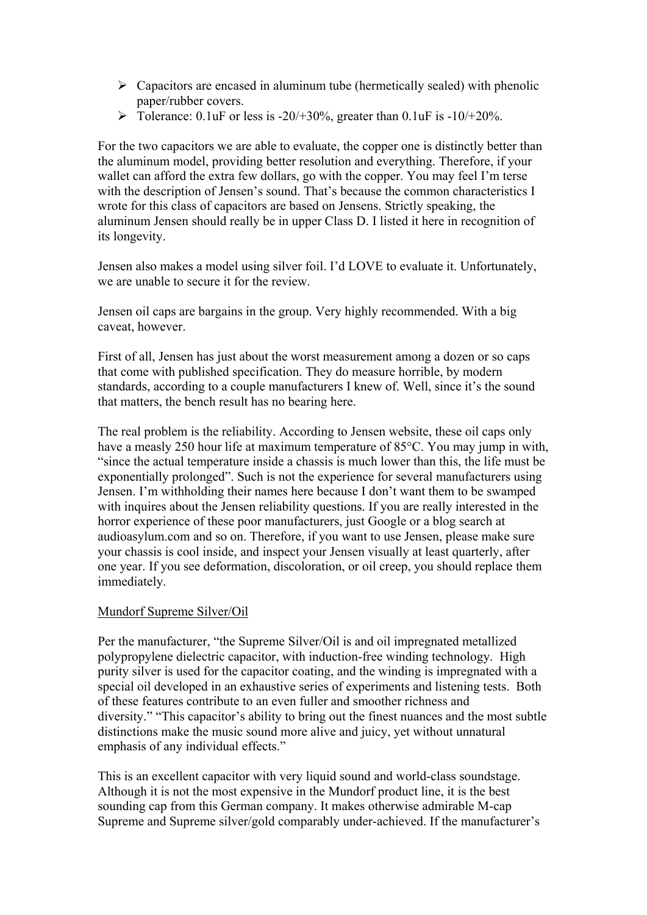- Capacitors are encased in aluminum tube (hermetically sealed) with phenolic paper/rubber covers.
- Tolerance: 0.1uF or less is -20/+30%, greater than 0.1uF is -10/+20%.

For the two capacitors we are able to evaluate, the copper one is distinctly better than the aluminum model, providing better resolution and everything. Therefore, if your wallet can afford the extra few dollars, go with the copper. You may feel I'm terse with the description of Jensen's sound. That's because the common characteristics I wrote for this class of capacitors are based on Jensens. Strictly speaking, the aluminum Jensen should really be in upper Class D. I listed it here in recognition of its longevity.

Jensen also makes a model using silver foil. I'd LOVE to evaluate it. Unfortunately, we are unable to secure it for the review.

Jensen oil caps are bargains in the group. Very highly recommended. With a big caveat, however.

First of all, Jensen has just about the worst measurement among a dozen or so caps that come with published specification. They do measure horrible, by modern standards, according to a couple manufacturers I knew of. Well, since it's the sound that matters, the bench result has no bearing here.

The real problem is the reliability. According to Jensen website, these oil caps only have a measly 250 hour life at maximum temperature of 85°C. You may jump in with, "since the actual temperature inside a chassis is much lower than this, the life must be exponentially prolonged". Such is not the experience for several manufacturers using Jensen. I'm withholding their names here because I don't want them to be swamped with inquires about the Jensen reliability questions. If you are really interested in the horror experience of these poor manufacturers, just Google or a blog search at audioasylum.com and so on. Therefore, if you want to use Jensen, please make sure your chassis is cool inside, and inspect your Jensen visually at least quarterly, after one year. If you see deformation, discoloration, or oil creep, you should replace them immediately.

<u>Mundorf Supreme Silver/Oil</u>

Per the manufacturer, "the Supreme Silver/Oil is and oil impregnated metallized polypropylene dielectric capacitor, with induction-free winding technology. High purity silver is used for the capacitor coating, and the winding is impregnated with a special oil developed in an exhaustive series of experiments and listening tests. Both of these features contribute to an even fuller and smoother richness and diversity." "This capacitor's ability to bring out the finest nuances and the most subtle distinctions make the music sound more alive and juicy, yet without unnatural emphasis of any individual effects."

This is an excellent capacitor with very liquid sound and world-class soundstage. Although it is not the most expensive in the Mundorf product line, it is the best sounding cap from this German company. It makes otherwise admirable M-cap Supreme and Supreme silver/gold comparably under-achieved. If the manufacturer's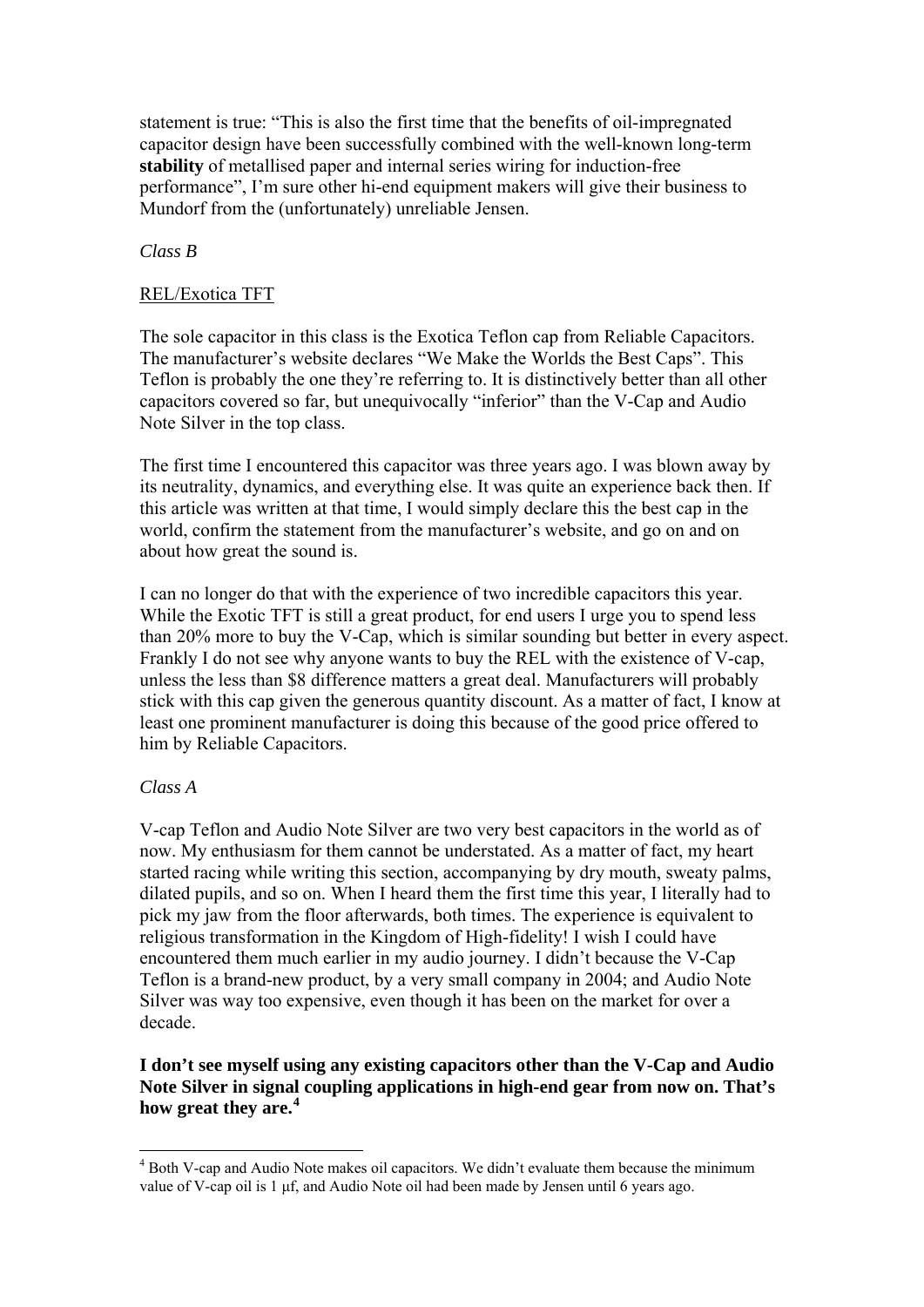statement is true: "This is also the first time that the benefits of oil-impregnated capacitor design have been successfully combined with the well-known long-term **stability** of metallised paper and internal series wiring for induction-free performance", I'm sure other hi-end equipment makers will give their business to Mundorf from the (unfortunately) unreliable Jensen.

*Class B*

REL/Exotica TFT

The sole capacitor in this class is the Exotica Teflon cap from Reliable Capacitors. The manufacturer's website declares "We Make the Worlds the Best Caps". This Teflon is probably the one they're referring to. It is distinctively better than all other capacitors covered so far, but unequivocally "inferior" than the V-Cap and Audio Note Silver in the top class.

The first time I encountered this capacitor was three years ago. I was blown away by its neutrality, dynamics, and everything else. It was quite an experience back then. If this article was written at that time, I would simply declare this the best cap in the world, confirm the statement from the manufacturer's website, and go on and on about how great the sound is.

I can no longer do that with the experience of two incredible capacitors this year. While the Exotic TFT is still a great product, for end users I urge you to spend less than 20% more to buy the V-Cap, which is similar sounding but better in every aspect. Frankly I do not see why anyone wants to buy the REL with the existence of V-cap, unless the less than \$8 difference matters a great deal. Manufacturers will probably stick with this cap given the generous quantity discount. As a matter of fact, I know at least one prominent manufacturer is doing this because of the good price offered to him by Reliable Capacitors.

*Class A*

V-cap Teflon and Audio Note Silver are two very best capacitors in the world as of now. My enthusiasm for them cannot be understated. As a matter of fact, my heart started racing while writing this section, accompanying by dry mouth, sweaty palms, dilated pupils, and so on. When I heard them the first time this year, I literally had to pick my jaw from the floor afterwards, both times. The experience is equivalent to religious transformation in the Kingdom of High-fidelity! I wish I could have encountered them much earlier in my audio journey. I didn't because the V-Cap Teflon is a brand-new product, by a very small company in 2004; and Audio Note Silver was way too expensive, even though it has been on the market for over a decade.

**I don't see myself using any existing capacitors other than the V-Cap and Audio Note Silver in signal coupling applications in high-end gear from now on. That's how great they are.**[4]

---

[4] Both V-cap and Audio Note makes oil capacitors. We didn't evaluate them because the minimum value of V-cap oil is 1 µf, and Audio Note oil had been made by Jensen until 6 years ago.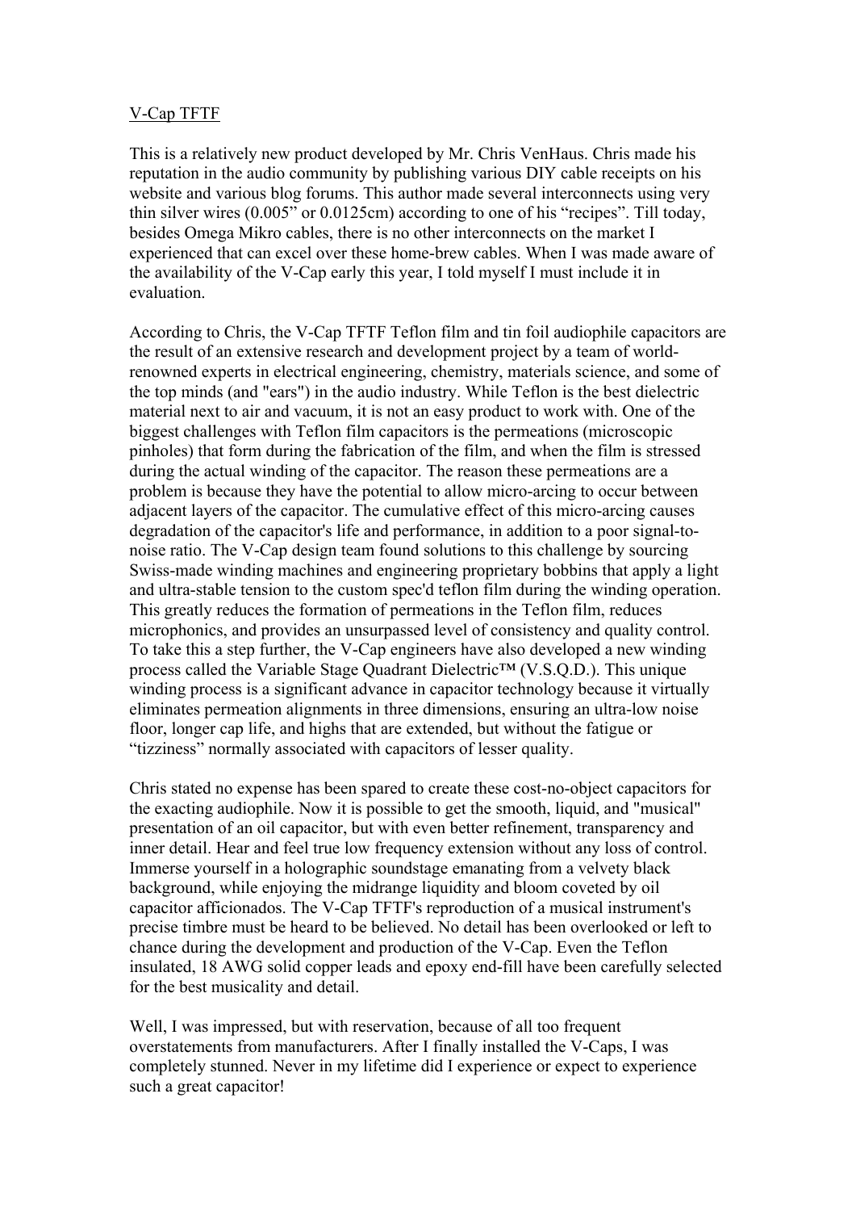V-Cap TFTF

This is a relatively new product developed by Mr. Chris VenHaus. Chris made his reputation in the audio community by publishing various DIY cable receipts on his website and various blog forums. This author made several interconnects using very thin silver wires (0.005" or 0.0125cm) according to one of his "recipes". Till today, besides Omega Mikro cables, there is no other interconnects on the market I experienced that can excel over these home-brew cables. When I was made aware of the availability of the V-Cap early this year, I told myself I must include it in evaluation.

According to Chris, the V-Cap TFTF Teflon film and tin foil audiophile capacitors are the result of an extensive research and development project by a team of world-renowned experts in electrical engineering, chemistry, materials science, and some of the top minds (and "ears") in the audio industry. While Teflon is the best dielectric material next to air and vacuum, it is not an easy product to work with. One of the biggest challenges with Teflon film capacitors is the permeations (microscopic pinholes) that form during the fabrication of the film, and when the film is stressed during the actual winding of the capacitor. The reason these permeations are a problem is because they have the potential to allow micro-arcing to occur between adjacent layers of the capacitor. The cumulative effect of this micro-arcing causes degradation of the capacitor's life and performance, in addition to a poor signal-to-noise ratio. The V-Cap design team found solutions to this challenge by sourcing Swiss-made winding machines and engineering proprietary bobbins that apply a light and ultra-stable tension to the custom spec'd teflon film during the winding operation. This greatly reduces the formation of permeations in the Teflon film, reduces microphonics, and provides an unsurpassed level of consistency and quality control. To take this a step further, the V-Cap engineers have also developed a new winding process called the Variable Stage Quadrant Dielectric™ (V.S.Q.D.). This unique winding process is a significant advance in capacitor technology because it virtually eliminates permeation alignments in three dimensions, ensuring an ultra-low noise floor, longer cap life, and highs that are extended, but without the fatigue or "tizziness" normally associated with capacitors of lesser quality.

Chris stated no expense has been spared to create these cost-no-object capacitors for the exacting audiophile. Now it is possible to get the smooth, liquid, and "musical" presentation of an oil capacitor, but with even better refinement, transparency and inner detail. Hear and feel true low frequency extension without any loss of control. Immerse yourself in a holographic soundstage emanating from a velvety black background, while enjoying the midrange liquidity and bloom coveted by oil capacitor afficionados. The V-Cap TFTF's reproduction of a musical instrument's precise timbre must be heard to be believed. No detail has been overlooked or left to chance during the development and production of the V-Cap. Even the Teflon insulated, 18 AWG solid copper leads and epoxy end-fill have been carefully selected for the best musicality and detail.

Well, I was impressed, but with reservation, because of all too frequent overstatements from manufacturers. After I finally installed the V-Caps, I was completely stunned. Never in my lifetime did I experience or expect to experience such a great capacitor!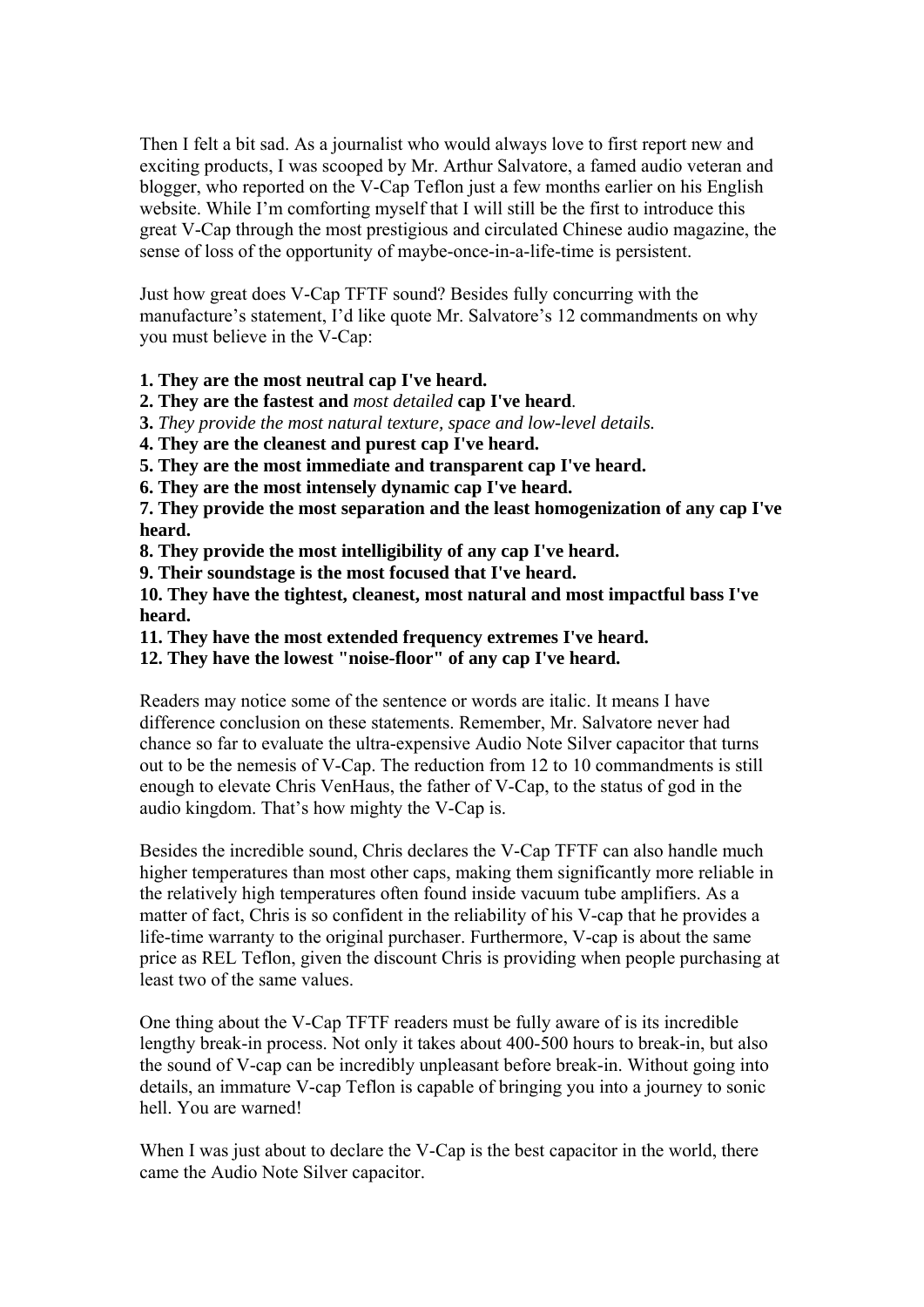Then I felt a bit sad. As a journalist who would always love to first report new and exciting products, I was scooped by Mr. Arthur Salvatore, a famed audio veteran and blogger, who reported on the V-Cap Teflon just a few months earlier on his English website. While I'm comforting myself that I will still be the first to introduce this great V-Cap through the most prestigious and circulated Chinese audio magazine, the sense of loss of the opportunity of maybe-once-in-a-life-time is persistent.

Just how great does V-Cap TFTF sound? Besides fully concurring with the manufacture's statement, I'd like quote Mr. Salvatore's 12 commandments on why you must believe in the V-Cap:

**1. They are the most neutral cap I've heard.**
**2. They are the fastest and** *most detailed* **cap I've heard**.
**3.** *They provide the most natural texture, space and low-level details.*
**4. They are the cleanest and purest cap I've heard.**
**5. They are the most immediate and transparent cap I've heard.**
**6. They are the most intensely dynamic cap I've heard.**
**7. They provide the most separation and the least homogenization of any cap I've heard.**
**8. They provide the most intelligibility of any cap I've heard.**
**9. Their soundstage is the most focused that I've heard.**
**10. They have the tightest, cleanest, most natural and most impactful bass I've heard.**
**11. They have the most extended frequency extremes I've heard.**
**12. They have the lowest "noise-floor" of any cap I've heard.**

Readers may notice some of the sentence or words are italic. It means I have difference conclusion on these statements. Remember, Mr. Salvatore never had chance so far to evaluate the ultra-expensive Audio Note Silver capacitor that turns out to be the nemesis of V-Cap. The reduction from 12 to 10 commandments is still enough to elevate Chris VenHaus, the father of V-Cap, to the status of god in the audio kingdom. That's how mighty the V-Cap is.

Besides the incredible sound, Chris declares the V-Cap TFTF can also handle much higher temperatures than most other caps, making them significantly more reliable in the relatively high temperatures often found inside vacuum tube amplifiers. As a matter of fact, Chris is so confident in the reliability of his V-cap that he provides a life-time warranty to the original purchaser. Furthermore, V-cap is about the same price as REL Teflon, given the discount Chris is providing when people purchasing at least two of the same values.

One thing about the V-Cap TFTF readers must be fully aware of is its incredible lengthy break-in process. Not only it takes about 400-500 hours to break-in, but also the sound of V-cap can be incredibly unpleasant before break-in. Without going into details, an immature V-cap Teflon is capable of bringing you into a journey to sonic hell. You are warned!

When I was just about to declare the V-Cap is the best capacitor in the world, there came the Audio Note Silver capacitor.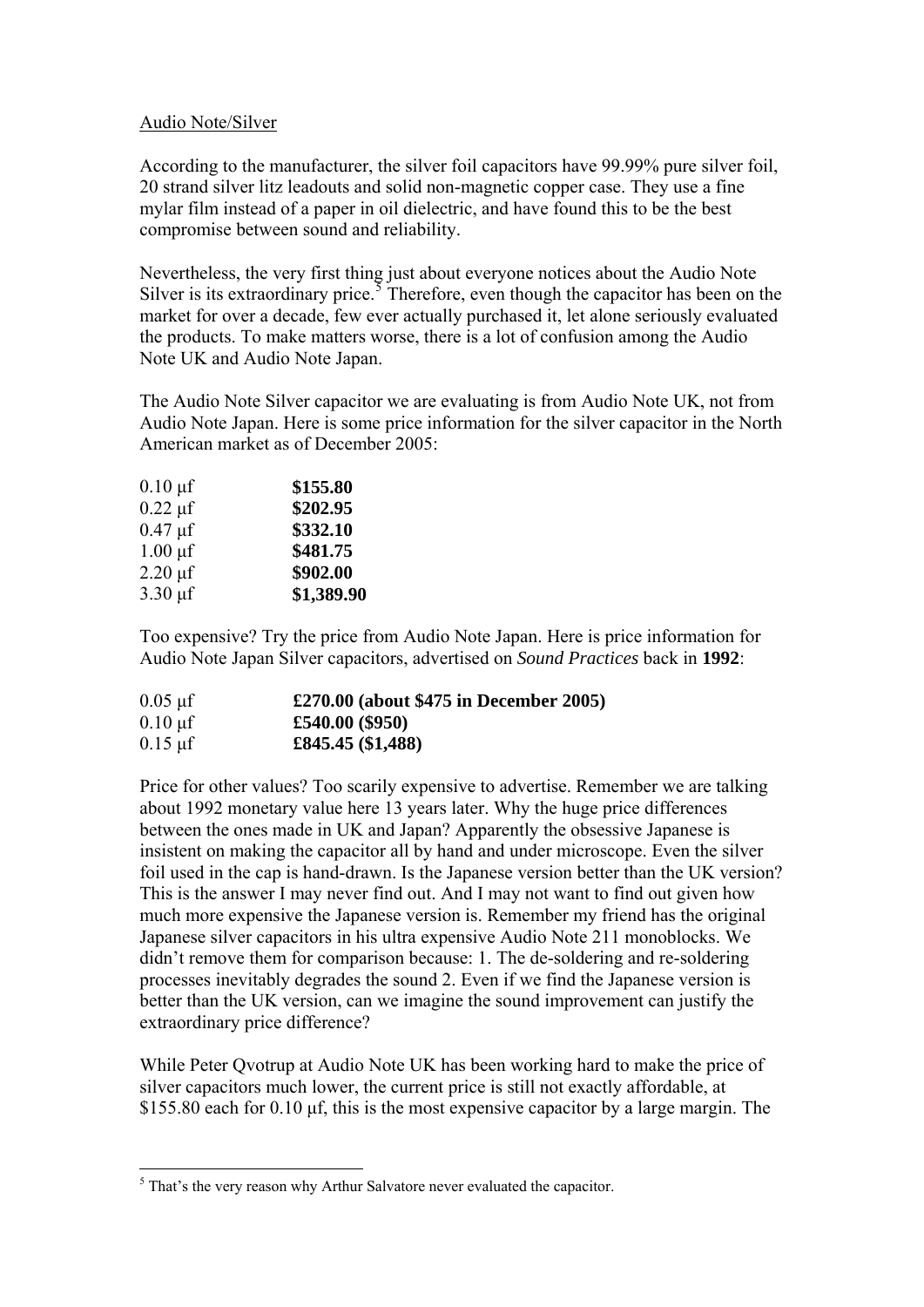Audio Note/Silver

According to the manufacturer, the silver foil capacitors have 99.99% pure silver foil, 20 strand silver litz leadouts and solid non-magnetic copper case. They use a fine mylar film instead of a paper in oil dielectric, and have found this to be the best compromise between sound and reliability.

Nevertheless, the very first thing just about everyone notices about the Audio Note Silver is its extraordinary price.[5] Therefore, even though the capacitor has been on the market for over a decade, few ever actually purchased it, let alone seriously evaluated the products. To make matters worse, there is a lot of confusion among the Audio Note UK and Audio Note Japan.

The Audio Note Silver capacitor we are evaluating is from Audio Note UK, not from Audio Note Japan. Here is some price information for the silver capacitor in the North American market as of December 2005:

| | |
|---|---|
| 0.10 µf | **\$155.80** |
| 0.22 µf | **\$202.95** |
| 0.47 µf | **\$332.10** |
| 1.00 µf | **\$481.75** |
| 2.20 µf | **\$902.00** |
| 3.30 µf | **\$1,389.90** |

Too expensive? Try the price from Audio Note Japan. Here is price information for Audio Note Japan Silver capacitors, advertised on *Sound Practices* back in **1992**:

| | |
|---|---|
| 0.05 µf | **£270.00 (about \$475 in December 2005)** |
| 0.10 µf | **£540.00 (\$950)** |
| 0.15 µf | **£845.45 (\$1,488)** |

Price for other values? Too scarily expensive to advertise. Remember we are talking about 1992 monetary value here 13 years later. Why the huge price differences between the ones made in UK and Japan? Apparently the obsessive Japanese is insistent on making the capacitor all by hand and under microscope. Even the silver foil used in the cap is hand-drawn. Is the Japanese version better than the UK version? This is the answer I may never find out. And I may not want to find out given how much more expensive the Japanese version is. Remember my friend has the original Japanese silver capacitors in his ultra expensive Audio Note 211 monoblocks. We didn't remove them for comparison because: 1. The de-soldering and re-soldering processes inevitably degrades the sound 2. Even if we find the Japanese version is better than the UK version, can we imagine the sound improvement can justify the extraordinary price difference?

While Peter Qvotrup at Audio Note UK has been working hard to make the price of silver capacitors much lower, the current price is still not exactly affordable, at \$155.80 each for 0.10 µf, this is the most expensive capacitor by a large margin. The

[5] That's the very reason why Arthur Salvatore never evaluated the capacitor.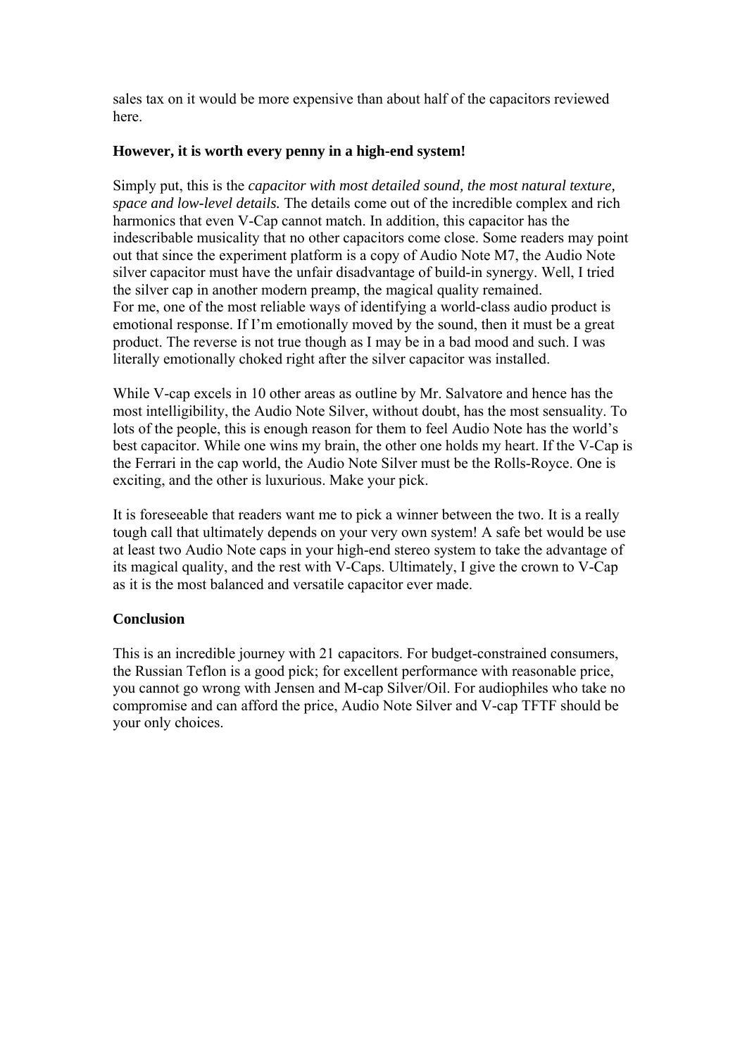sales tax on it would be more expensive than about half of the capacitors reviewed here.

**However, it is worth every penny in a high-end system!**

Simply put, this is the *capacitor with most detailed sound, the most natural texture, space and low-level details.* The details come out of the incredible complex and rich harmonics that even V-Cap cannot match. In addition, this capacitor has the indescribable musicality that no other capacitors come close. Some readers may point out that since the experiment platform is a copy of Audio Note M7, the Audio Note silver capacitor must have the unfair disadvantage of build-in synergy. Well, I tried the silver cap in another modern preamp, the magical quality remained.
For me, one of the most reliable ways of identifying a world-class audio product is emotional response. If I'm emotionally moved by the sound, then it must be a great product. The reverse is not true though as I may be in a bad mood and such. I was literally emotionally choked right after the silver capacitor was installed.

While V-cap excels in 10 other areas as outline by Mr. Salvatore and hence has the most intelligibility, the Audio Note Silver, without doubt, has the most sensuality. To lots of the people, this is enough reason for them to feel Audio Note has the world's best capacitor. While one wins my brain, the other one holds my heart. If the V-Cap is the Ferrari in the cap world, the Audio Note Silver must be the Rolls-Royce. One is exciting, and the other is luxurious. Make your pick.

It is foreseeable that readers want me to pick a winner between the two. It is a really tough call that ultimately depends on your very own system! A safe bet would be use at least two Audio Note caps in your high-end stereo system to take the advantage of its magical quality, and the rest with V-Caps. Ultimately, I give the crown to V-Cap as it is the most balanced and versatile capacitor ever made.

**Conclusion**

This is an incredible journey with 21 capacitors. For budget-constrained consumers, the Russian Teflon is a good pick; for excellent performance with reasonable price, you cannot go wrong with Jensen and M-cap Silver/Oil. For audiophiles who take no compromise and can afford the price, Audio Note Silver and V-cap TFTF should be your only choices.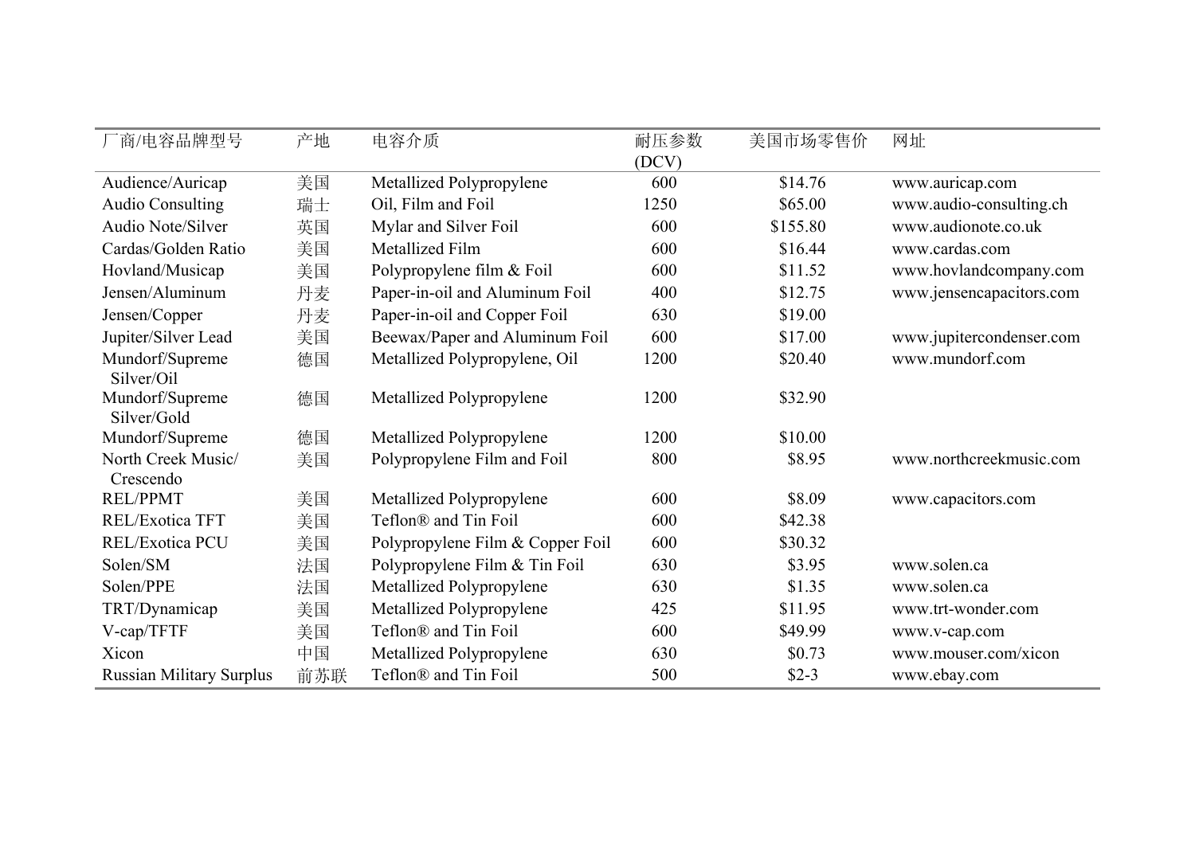| 厂商/电容品牌型号 | 产地 | 电容介质 | 耐压参数 (DCV) | 美国市场零售价 | 网址 |
|---|---|---|---|---|---|
| Audience/Auricap | 美国 | Metallized Polypropylene | 600 | $14.76 | www.auricap.com |
| Audio Consulting | 瑞士 | Oil, Film and Foil | 1250 | $65.00 | www.audio-consulting.ch |
| Audio Note/Silver | 英国 | Mylar and Silver Foil | 600 | $155.80 | www.audionote.co.uk |
| Cardas/Golden Ratio | 美国 | Metallized Film | 600 | $16.44 | www.cardas.com |
| Hovland/Musicap | 美国 | Polypropylene film & Foil | 600 | $11.52 | www.hovlandcompany.com |
| Jensen/Aluminum | 丹麦 | Paper-in-oil and Aluminum Foil | 400 | $12.75 | www.jensencapacitors.com |
| Jensen/Copper | 丹麦 | Paper-in-oil and Copper Foil | 630 | $19.00 | |
| Jupiter/Silver Lead | 美国 | Beewax/Paper and Aluminum Foil | 600 | $17.00 | www.jupitercondenser.com |
| Mundorf/Supreme Silver/Oil | 德国 | Metallized Polypropylene, Oil | 1200 | $20.40 | www.mundorf.com |
| Mundorf/Supreme Silver/Gold | 德国 | Metallized Polypropylene | 1200 | $32.90 | |
| Mundorf/Supreme | 德国 | Metallized Polypropylene | 1200 | $10.00 | |
| North Creek Music/ Crescendo | 美国 | Polypropylene Film and Foil | 800 | $8.95 | www.northcreekmusic.com |
| REL/PPMT | 美国 | Metallized Polypropylene | 600 | $8.09 | www.capacitors.com |
| REL/Exotica TFT | 美国 | Teflon® and Tin Foil | 600 | $42.38 | |
| REL/Exotica PCU | 美国 | Polypropylene Film & Copper Foil | 600 | $30.32 | |
| Solen/SM | 法国 | Polypropylene Film & Tin Foil | 630 | $3.95 | www.solen.ca |
| Solen/PPE | 法国 | Metallized Polypropylene | 630 | $1.35 | www.solen.ca |
| TRT/Dynamicap | 美国 | Metallized Polypropylene | 425 | $11.95 | www.trt-wonder.com |
| V-cap/TFTF | 美国 | Teflon® and Tin Foil | 600 | $49.99 | www.v-cap.com |
| Xicon | 中国 | Metallized Polypropylene | 630 | $0.73 | www.mouser.com/xicon |
| Russian Military Surplus | 前苏联 | Teflon® and Tin Foil | 500 | $2-3 | www.ebay.com |